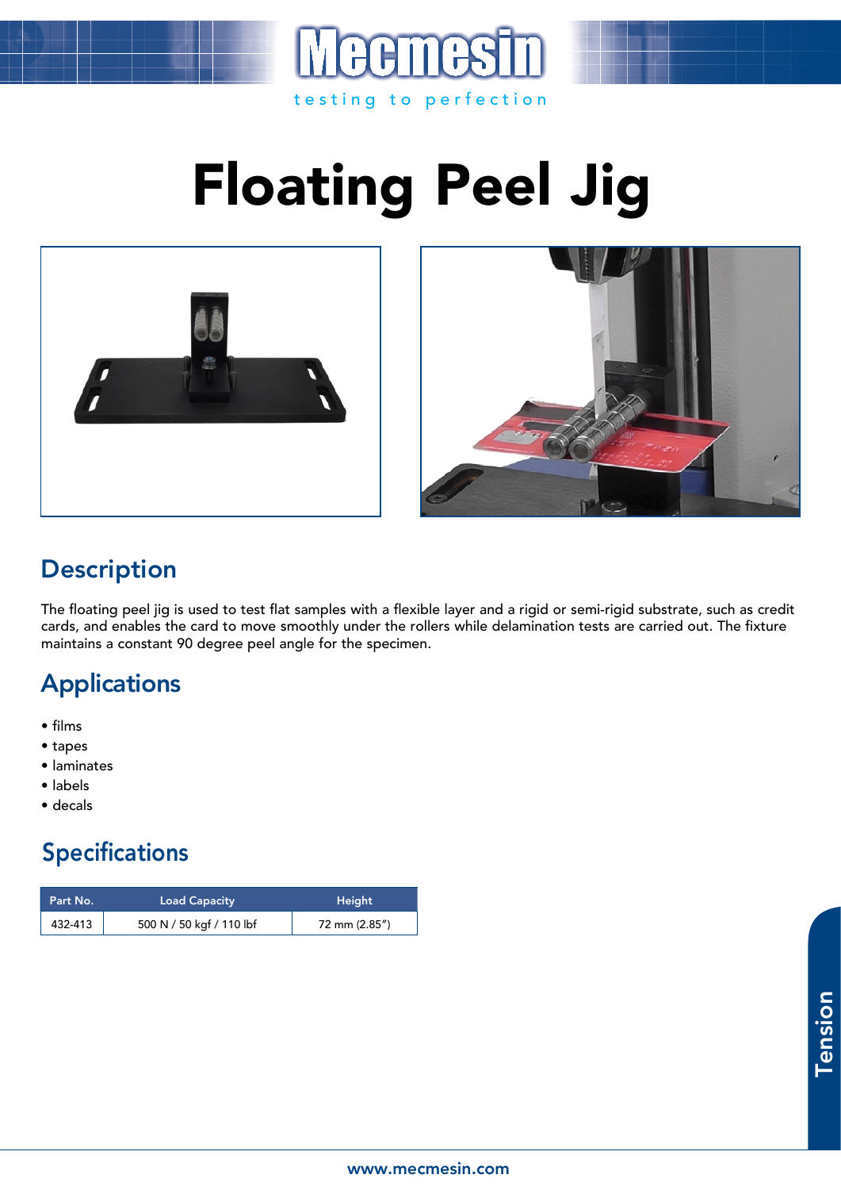Mecmesin

testing to perfection

# Floating Peel Jig

## Description

The floating peel jig is used to test flat samples with a flexible layer and a rigid or semi-rigid substrate, such as credit cards, and enables the card to move smoothly under the rollers while delamination tests are carried out. The fixture maintains a constant 90 degree peel angle for the specimen.

## Applications

- films
- tapes
- laminates
- labels
- decals

## Specifications

| Part No. | Load Capacity | Height |
|---|---|---|
| 432-413 | 500 N / 50 kgf / 110 lbf | 72 mm (2.85") |

Tension

www.mecmesin.com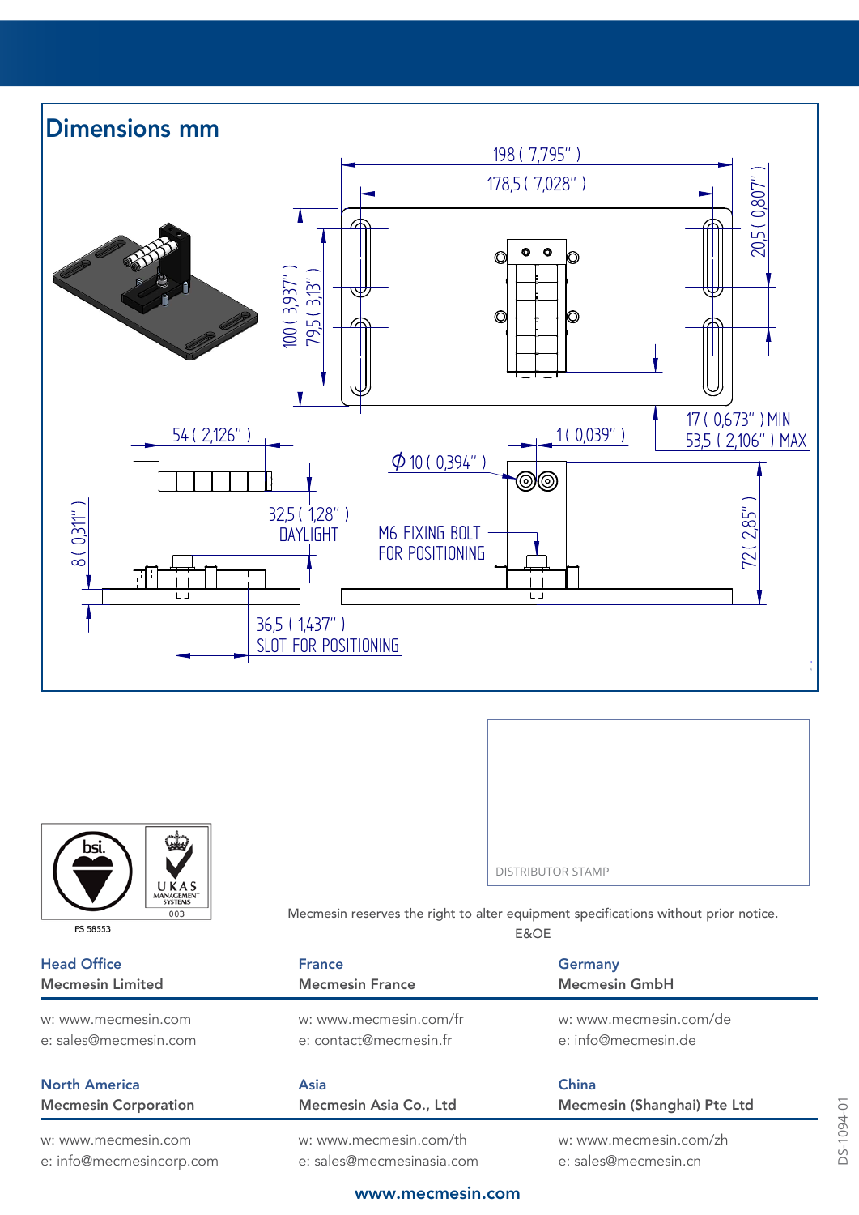## Dimensions mm

198 ( 7,795" )

178,5 ( 7,028" )

20,5 ( 0,807" )

100 ( 3,937" )

79,5 ( 3,13" )

17 ( 0,673" ) MIN

53,5 ( 2,106" ) MAX

54 ( 2,126" )

1 ( 0,039" )

$\phi$ 10 ( 0,394" )

32,5 ( 1,28" )
DAYLIGHT

M6 FIXING BOLT
FOR POSITIONING

8 ( 0,311" )

72 ( 2,85" )

36,5 ( 1,437" )
SLOT FOR POSITIONING

DISTRIBUTOR STAMP

FS 58553

Mecmesin reserves the right to alter equipment specifications without prior notice.
E&OE

**Head Office**
**Mecmesin Limited**

w: www.mecmesin.com
e: sales@mecmesin.com

**France**
**Mecmesin France**

w: www.mecmesin.com/fr
e: contact@mecmesin.fr

**Germany**
**Mecmesin GmbH**

w: www.mecmesin.com/de
e: info@mecmesin.de

**North America**
**Mecmesin Corporation**

w: www.mecmesin.com
e: info@mecmesincorp.com

**Asia**
**Mecmesin Asia Co., Ltd**

w: www.mecmesin.com/th
e: sales@mecmesinasia.com

**China**
**Mecmesin (Shanghai) Pte Ltd**

w: www.mecmesin.com/zh
e: sales@mecmesin.cn

DS-1094-01

**www.mecmesin.com**